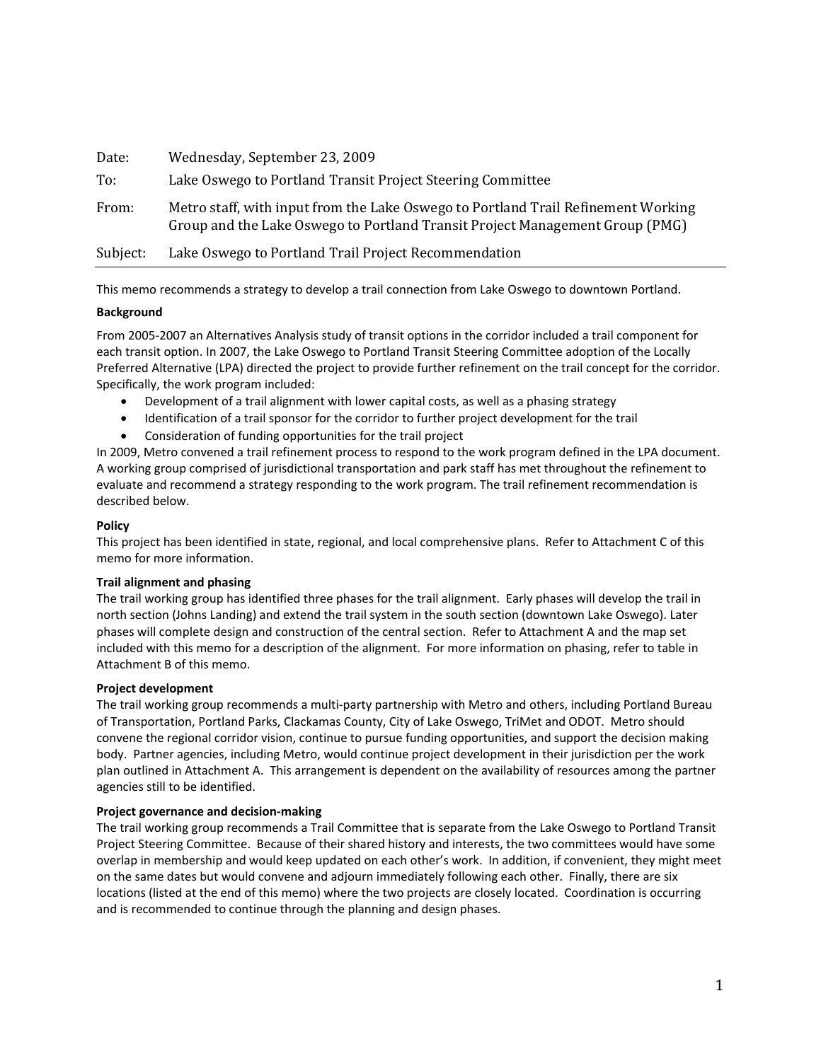Date: Wednesday, September 23, 2009

To: Lake Oswego to Portland Transit Project Steering Committee

From: Metro staff, with input from the Lake Oswego to Portland Trail Refinement Working Group and the Lake Oswego to Portland Transit Project Management Group (PMG)

Subject: Lake Oswego to Portland Trail Project Recommendation

---

This memo recommends a strategy to develop a trail connection from Lake Oswego to downtown Portland.

**Background**

From 2005-2007 an Alternatives Analysis study of transit options in the corridor included a trail component for each transit option. In 2007, the Lake Oswego to Portland Transit Steering Committee adoption of the Locally Preferred Alternative (LPA) directed the project to provide further refinement on the trail concept for the corridor. Specifically, the work program included:

- Development of a trail alignment with lower capital costs, as well as a phasing strategy
- Identification of a trail sponsor for the corridor to further project development for the trail
- Consideration of funding opportunities for the trail project

In 2009, Metro convened a trail refinement process to respond to the work program defined in the LPA document. A working group comprised of jurisdictional transportation and park staff has met throughout the refinement to evaluate and recommend a strategy responding to the work program. The trail refinement recommendation is described below.

**Policy**

This project has been identified in state, regional, and local comprehensive plans. Refer to Attachment C of this memo for more information.

**Trail alignment and phasing**

The trail working group has identified three phases for the trail alignment. Early phases will develop the trail in north section (Johns Landing) and extend the trail system in the south section (downtown Lake Oswego). Later phases will complete design and construction of the central section. Refer to Attachment A and the map set included with this memo for a description of the alignment. For more information on phasing, refer to table in Attachment B of this memo.

**Project development**

The trail working group recommends a multi-party partnership with Metro and others, including Portland Bureau of Transportation, Portland Parks, Clackamas County, City of Lake Oswego, TriMet and ODOT. Metro should convene the regional corridor vision, continue to pursue funding opportunities, and support the decision making body. Partner agencies, including Metro, would continue project development in their jurisdiction per the work plan outlined in Attachment A. This arrangement is dependent on the availability of resources among the partner agencies still to be identified.

**Project governance and decision-making**

The trail working group recommends a Trail Committee that is separate from the Lake Oswego to Portland Transit Project Steering Committee. Because of their shared history and interests, the two committees would have some overlap in membership and would keep updated on each other's work. In addition, if convenient, they might meet on the same dates but would convene and adjourn immediately following each other. Finally, there are six locations (listed at the end of this memo) where the two projects are closely located. Coordination is occurring and is recommended to continue through the planning and design phases.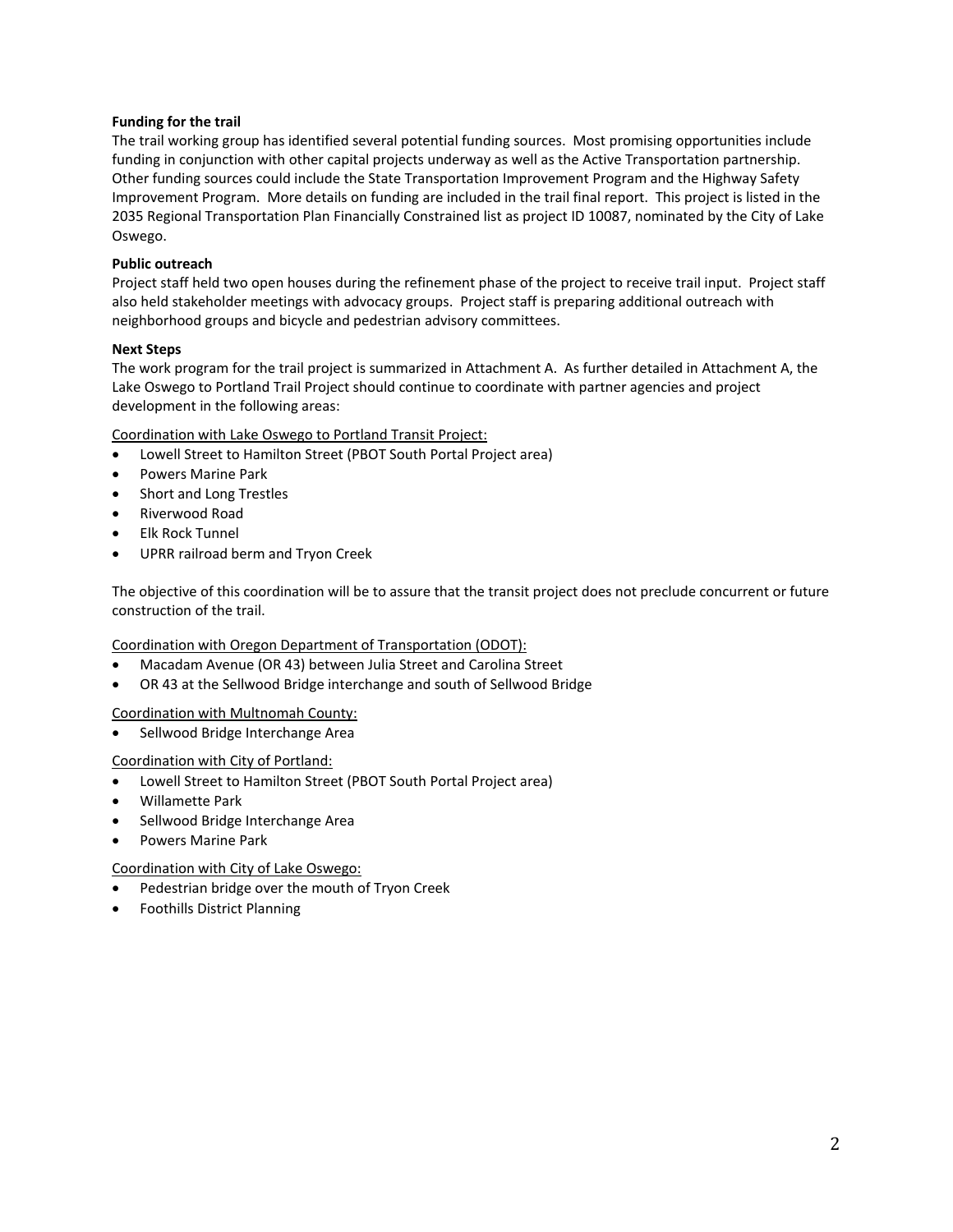**Funding for the trail**

The trail working group has identified several potential funding sources. Most promising opportunities include funding in conjunction with other capital projects underway as well as the Active Transportation partnership. Other funding sources could include the State Transportation Improvement Program and the Highway Safety Improvement Program. More details on funding are included in the trail final report. This project is listed in the 2035 Regional Transportation Plan Financially Constrained list as project ID 10087, nominated by the City of Lake Oswego.

**Public outreach**

Project staff held two open houses during the refinement phase of the project to receive trail input. Project staff also held stakeholder meetings with advocacy groups. Project staff is preparing additional outreach with neighborhood groups and bicycle and pedestrian advisory committees.

**Next Steps**

The work program for the trail project is summarized in Attachment A. As further detailed in Attachment A, the Lake Oswego to Portland Trail Project should continue to coordinate with partner agencies and project development in the following areas:

<u>Coordination with Lake Oswego to Portland Transit Project:</u>

- Lowell Street to Hamilton Street (PBOT South Portal Project area)
- Powers Marine Park
- Short and Long Trestles
- Riverwood Road
- Elk Rock Tunnel
- UPRR railroad berm and Tryon Creek

The objective of this coordination will be to assure that the transit project does not preclude concurrent or future construction of the trail.

<u>Coordination with Oregon Department of Transportation (ODOT):</u>

- Macadam Avenue (OR 43) between Julia Street and Carolina Street
- OR 43 at the Sellwood Bridge interchange and south of Sellwood Bridge

<u>Coordination with Multnomah County:</u>

- Sellwood Bridge Interchange Area

<u>Coordination with City of Portland:</u>

- Lowell Street to Hamilton Street (PBOT South Portal Project area)
- Willamette Park
- Sellwood Bridge Interchange Area
- Powers Marine Park

<u>Coordination with City of Lake Oswego:</u>

- Pedestrian bridge over the mouth of Tryon Creek
- Foothills District Planning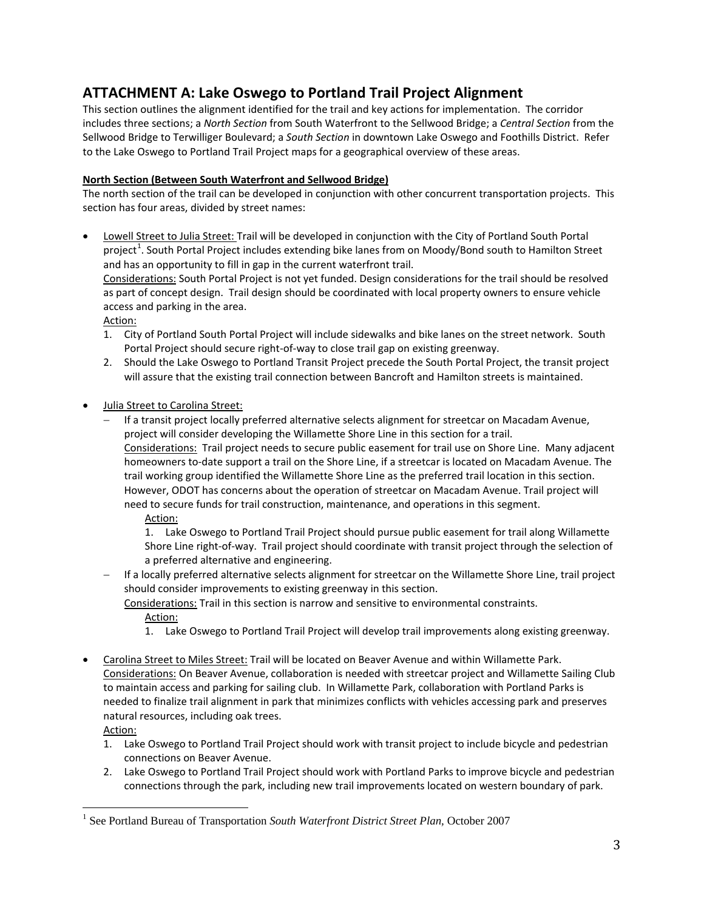## ATTACHMENT A: Lake Oswego to Portland Trail Project Alignment

This section outlines the alignment identified for the trail and key actions for implementation. The corridor includes three sections; a *North Section* from South Waterfront to the Sellwood Bridge; a *Central Section* from the Sellwood Bridge to Terwilliger Boulevard; a *South Section* in downtown Lake Oswego and Foothills District. Refer to the Lake Oswego to Portland Trail Project maps for a geographical overview of these areas.

**North Section (Between South Waterfront and Sellwood Bridge)**

The north section of the trail can be developed in conjunction with other concurrent transportation projects. This section has four areas, divided by street names:

- Lowell Street to Julia Street: Trail will be developed in conjunction with the City of Portland South Portal project[1]. South Portal Project includes extending bike lanes from on Moody/Bond south to Hamilton Street and has an opportunity to fill in gap in the current waterfront trail.
  Considerations: South Portal Project is not yet funded. Design considerations for the trail should be resolved as part of concept design. Trail design should be coordinated with local property owners to ensure vehicle access and parking in the area.
  Action:
  1. City of Portland South Portal Project will include sidewalks and bike lanes on the street network. South Portal Project should secure right-of-way to close trail gap on existing greenway.
  2. Should the Lake Oswego to Portland Transit Project precede the South Portal Project, the transit project will assure that the existing trail connection between Bancroft and Hamilton streets is maintained.

- Julia Street to Carolina Street:
  - If a transit project locally preferred alternative selects alignment for streetcar on Macadam Avenue, project will consider developing the Willamette Shore Line in this section for a trail.
    Considerations: Trail project needs to secure public easement for trail use on Shore Line. Many adjacent homeowners to-date support a trail on the Shore Line, if a streetcar is located on Macadam Avenue. The trail working group identified the Willamette Shore Line as the preferred trail location in this section. However, ODOT has concerns about the operation of streetcar on Macadam Avenue. Trail project will need to secure funds for trail construction, maintenance, and operations in this segment.
    Action:
    1. Lake Oswego to Portland Trail Project should pursue public easement for trail along Willamette Shore Line right-of-way. Trail project should coordinate with transit project through the selection of a preferred alternative and engineering.
  - If a locally preferred alternative selects alignment for streetcar on the Willamette Shore Line, trail project should consider improvements to existing greenway in this section.
    Considerations: Trail in this section is narrow and sensitive to environmental constraints.
    Action:
    1. Lake Oswego to Portland Trail Project will develop trail improvements along existing greenway.

- Carolina Street to Miles Street: Trail will be located on Beaver Avenue and within Willamette Park.
  Considerations: On Beaver Avenue, collaboration is needed with streetcar project and Willamette Sailing Club to maintain access and parking for sailing club. In Willamette Park, collaboration with Portland Parks is needed to finalize trail alignment in park that minimizes conflicts with vehicles accessing park and preserves natural resources, including oak trees.
  Action:
  1. Lake Oswego to Portland Trail Project should work with transit project to include bicycle and pedestrian connections on Beaver Avenue.
  2. Lake Oswego to Portland Trail Project should work with Portland Parks to improve bicycle and pedestrian connections through the park, including new trail improvements located on western boundary of park.

---

[1] See Portland Bureau of Transportation *South Waterfront District Street Plan*, October 2007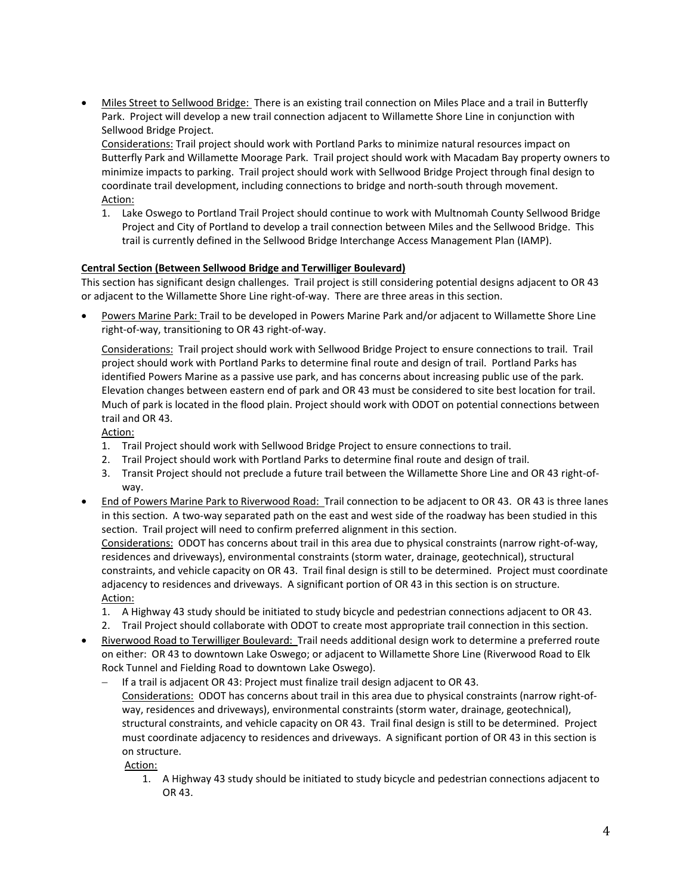- Miles Street to Sellwood Bridge: There is an existing trail connection on Miles Place and a trail in Butterfly Park. Project will develop a new trail connection adjacent to Willamette Shore Line in conjunction with Sellwood Bridge Project.
  Considerations: Trail project should work with Portland Parks to minimize natural resources impact on Butterfly Park and Willamette Moorage Park. Trail project should work with Macadam Bay property owners to minimize impacts to parking. Trail project should work with Sellwood Bridge Project through final design to coordinate trail development, including connections to bridge and north-south through movement.
  Action:
  1. Lake Oswego to Portland Trail Project should continue to work with Multnomah County Sellwood Bridge Project and City of Portland to develop a trail connection between Miles and the Sellwood Bridge. This trail is currently defined in the Sellwood Bridge Interchange Access Management Plan (IAMP).

**Central Section (Between Sellwood Bridge and Terwilliger Boulevard)**

This section has significant design challenges. Trail project is still considering potential designs adjacent to OR 43 or adjacent to the Willamette Shore Line right-of-way. There are three areas in this section.

- Powers Marine Park: Trail to be developed in Powers Marine Park and/or adjacent to Willamette Shore Line right-of-way, transitioning to OR 43 right-of-way.

  Considerations: Trail project should work with Sellwood Bridge Project to ensure connections to trail. Trail project should work with Portland Parks to determine final route and design of trail. Portland Parks has identified Powers Marine as a passive use park, and has concerns about increasing public use of the park. Elevation changes between eastern end of park and OR 43 must be considered to site best location for trail. Much of park is located in the flood plain. Project should work with ODOT on potential connections between trail and OR 43.
  Action:
  1. Trail Project should work with Sellwood Bridge Project to ensure connections to trail.
  2. Trail Project should work with Portland Parks to determine final route and design of trail.
  3. Transit Project should not preclude a future trail between the Willamette Shore Line and OR 43 right-of-way.
- End of Powers Marine Park to Riverwood Road: Trail connection to be adjacent to OR 43. OR 43 is three lanes in this section. A two-way separated path on the east and west side of the roadway has been studied in this section. Trail project will need to confirm preferred alignment in this section.
  Considerations: ODOT has concerns about trail in this area due to physical constraints (narrow right-of-way, residences and driveways), environmental constraints (storm water, drainage, geotechnical), structural constraints, and vehicle capacity on OR 43. Trail final design is still to be determined. Project must coordinate adjacency to residences and driveways. A significant portion of OR 43 in this section is on structure.
  Action:
  1. A Highway 43 study should be initiated to study bicycle and pedestrian connections adjacent to OR 43.
  2. Trail Project should collaborate with ODOT to create most appropriate trail connection in this section.
- Riverwood Road to Terwilliger Boulevard: Trail needs additional design work to determine a preferred route on either: OR 43 to downtown Lake Oswego; or adjacent to Willamette Shore Line (Riverwood Road to Elk Rock Tunnel and Fielding Road to downtown Lake Oswego).
  - If a trail is adjacent OR 43: Project must finalize trail design adjacent to OR 43.
    Considerations: ODOT has concerns about trail in this area due to physical constraints (narrow right-of-way, residences and driveways), environmental constraints (storm water, drainage, geotechnical), structural constraints, and vehicle capacity on OR 43. Trail final design is still to be determined. Project must coordinate adjacency to residences and driveways. A significant portion of OR 43 in this section is on structure.
    Action:
    1. A Highway 43 study should be initiated to study bicycle and pedestrian connections adjacent to OR 43.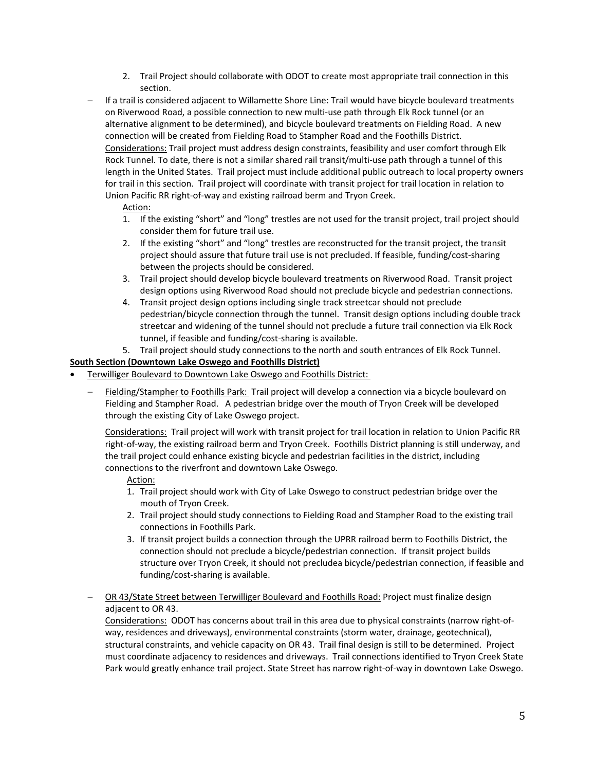2. Trail Project should collaborate with ODOT to create most appropriate trail connection in this section.

- If a trail is considered adjacent to Willamette Shore Line: Trail would have bicycle boulevard treatments on Riverwood Road, a possible connection to new multi-use path through Elk Rock tunnel (or an alternative alignment to be determined), and bicycle boulevard treatments on Fielding Road. A new connection will be created from Fielding Road to Stampher Road and the Foothills District.
  Considerations: Trail project must address design constraints, feasibility and user comfort through Elk Rock Tunnel. To date, there is not a similar shared rail transit/multi-use path through a tunnel of this length in the United States. Trail project must include additional public outreach to local property owners for trail in this section. Trail project will coordinate with transit project for trail location in relation to Union Pacific RR right-of-way and existing railroad berm and Tryon Creek.

  Action:
  1. If the existing "short" and "long" trestles are not used for the transit project, trail project should consider them for future trail use.
  2. If the existing "short" and "long" trestles are reconstructed for the transit project, the transit project should assure that future trail use is not precluded. If feasible, funding/cost-sharing between the projects should be considered.
  3. Trail project should develop bicycle boulevard treatments on Riverwood Road. Transit project design options using Riverwood Road should not preclude bicycle and pedestrian connections.
  4. Transit project design options including single track streetcar should not preclude pedestrian/bicycle connection through the tunnel. Transit design options including double track streetcar and widening of the tunnel should not preclude a future trail connection via Elk Rock tunnel, if feasible and funding/cost-sharing is available.
  5. Trail project should study connections to the north and south entrances of Elk Rock Tunnel.

**South Section (Downtown Lake Oswego and Foothills District)**

- Terwilliger Boulevard to Downtown Lake Oswego and Foothills District:
  - Fielding/Stampher to Foothills Park: Trail project will develop a connection via a bicycle boulevard on Fielding and Stampher Road. A pedestrian bridge over the mouth of Tryon Creek will be developed through the existing City of Lake Oswego project.

    Considerations: Trail project will work with transit project for trail location in relation to Union Pacific RR right-of-way, the existing railroad berm and Tryon Creek. Foothills District planning is still underway, and the trail project could enhance existing bicycle and pedestrian facilities in the district, including connections to the riverfront and downtown Lake Oswego.

    Action:
    1. Trail project should work with City of Lake Oswego to construct pedestrian bridge over the mouth of Tryon Creek.
    2. Trail project should study connections to Fielding Road and Stampher Road to the existing trail connections in Foothills Park.
    3. If transit project builds a connection through the UPRR railroad berm to Foothills District, the connection should not preclude a bicycle/pedestrian connection. If transit project builds structure over Tryon Creek, it should not precludea bicycle/pedestrian connection, if feasible and funding/cost-sharing is available.

  - OR 43/State Street between Terwilliger Boulevard and Foothills Road: Project must finalize design adjacent to OR 43.
    Considerations: ODOT has concerns about trail in this area due to physical constraints (narrow right-of-way, residences and driveways), environmental constraints (storm water, drainage, geotechnical), structural constraints, and vehicle capacity on OR 43. Trail final design is still to be determined. Project must coordinate adjacency to residences and driveways. Trail connections identified to Tryon Creek State Park would greatly enhance trail project. State Street has narrow right-of-way in downtown Lake Oswego.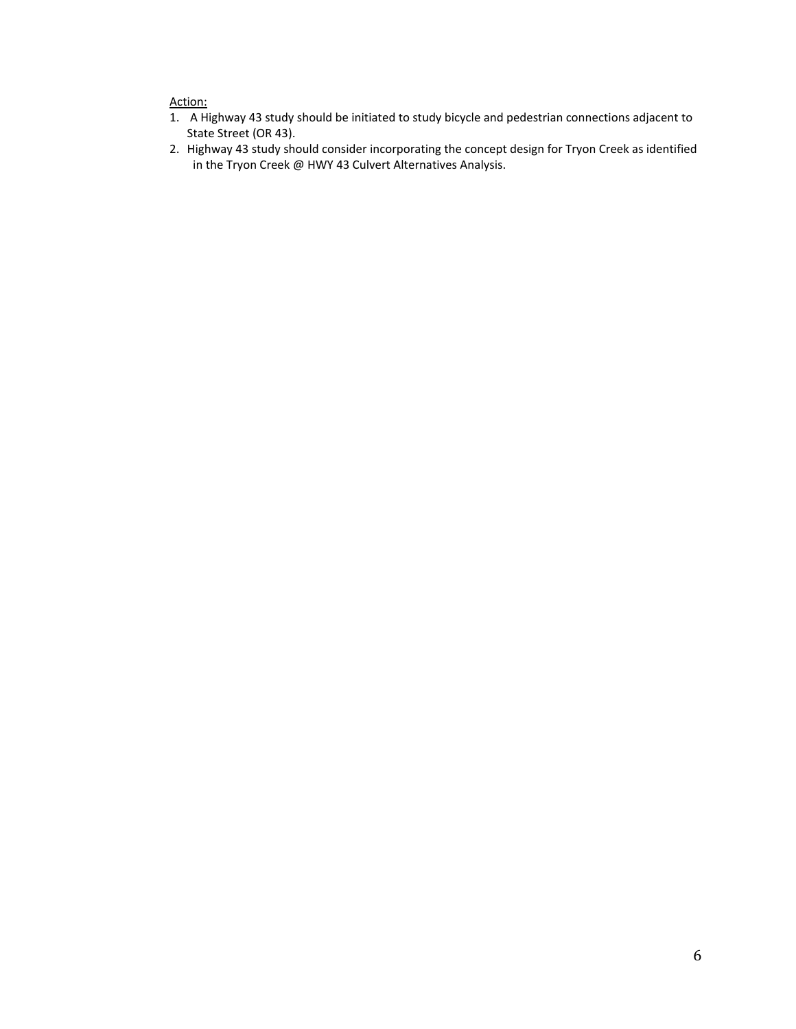<u>Action:</u>

1. A Highway 43 study should be initiated to study bicycle and pedestrian connections adjacent to State Street (OR 43).
2. Highway 43 study should consider incorporating the concept design for Tryon Creek as identified in the Tryon Creek @ HWY 43 Culvert Alternatives Analysis.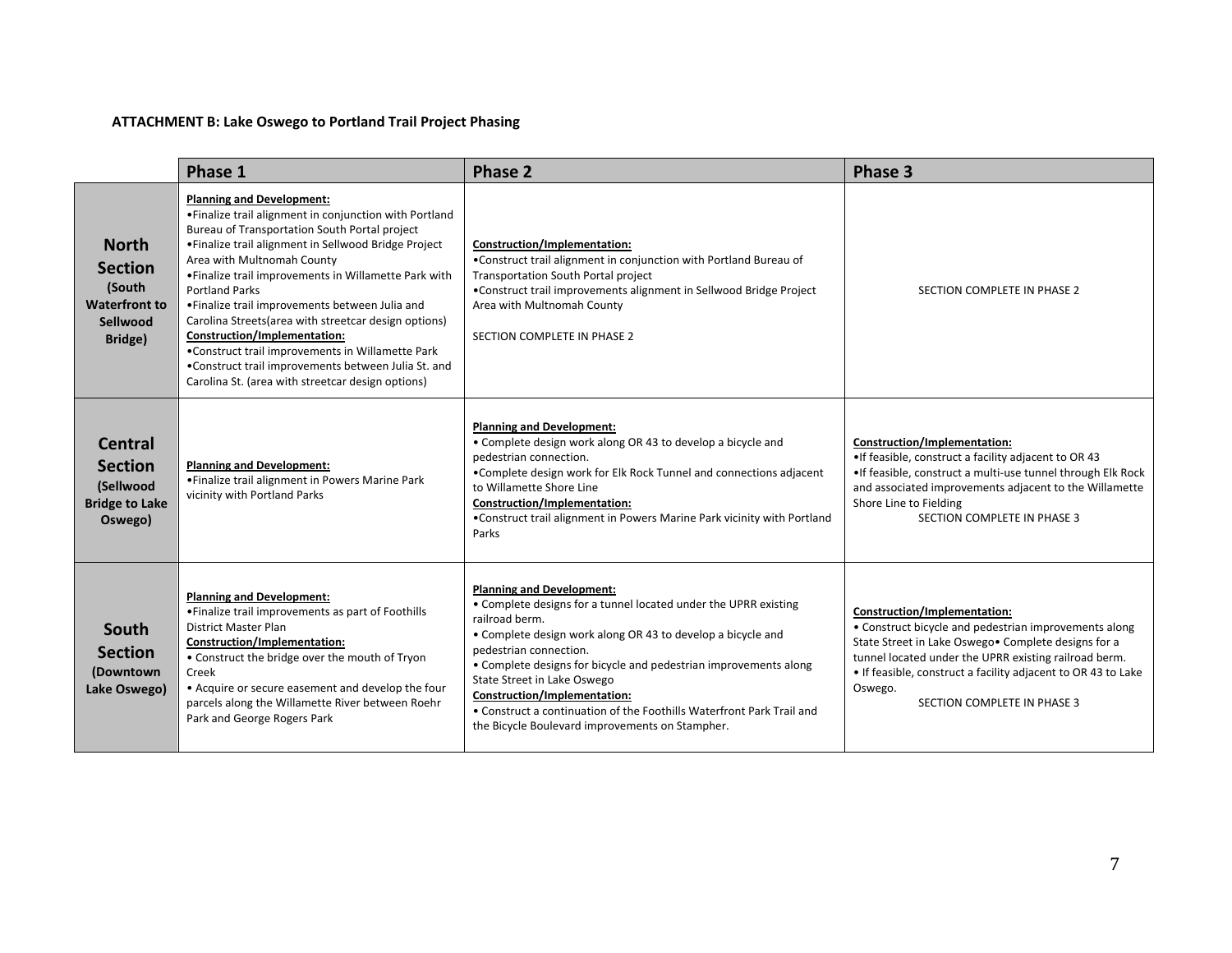**ATTACHMENT B: Lake Oswego to Portland Trail Project Phasing**

| | Phase 1 | Phase 2 | Phase 3 |
|---|---|---|---|
| **North Section (South Waterfront to Sellwood Bridge)** | **Planning and Development:**<br>•Finalize trail alignment in conjunction with Portland Bureau of Transportation South Portal project<br>•Finalize trail alignment in Sellwood Bridge Project Area with Multnomah County<br>•Finalize trail improvements in Willamette Park with Portland Parks<br>•Finalize trail improvements between Julia and Carolina Streets(area with streetcar design options)<br>**Construction/Implementation:**<br>•Construct trail improvements in Willamette Park<br>•Construct trail improvements between Julia St. and Carolina St. (area with streetcar design options) | **Construction/Implementation:**<br>•Construct trail alignment in conjunction with Portland Bureau of Transportation South Portal project<br>•Construct trail improvements alignment in Sellwood Bridge Project Area with Multnomah County<br><br>SECTION COMPLETE IN PHASE 2 | SECTION COMPLETE IN PHASE 2 |
| **Central Section (Sellwood Bridge to Lake Oswego)** | **Planning and Development:**<br>•Finalize trail alignment in Powers Marine Park vicinity with Portland Parks | **Planning and Development:**<br>• Complete design work along OR 43 to develop a bicycle and pedestrian connection.<br>•Complete design work for Elk Rock Tunnel and connections adjacent to Willamette Shore Line<br>**Construction/Implementation:**<br>•Construct trail alignment in Powers Marine Park vicinity with Portland Parks | **Construction/Implementation:**<br>•If feasible, construct a facility adjacent to OR 43<br>•If feasible, construct a multi-use tunnel through Elk Rock and associated improvements adjacent to the Willamette Shore Line to Fielding<br>SECTION COMPLETE IN PHASE 3 |
| **South Section (Downtown Lake Oswego)** | **Planning and Development:**<br>•Finalize trail improvements as part of Foothills District Master Plan<br>**Construction/Implementation:**<br>• Construct the bridge over the mouth of Tryon Creek<br>• Acquire or secure easement and develop the four parcels along the Willamette River between Roehr Park and George Rogers Park | **Planning and Development:**<br>• Complete designs for a tunnel located under the UPRR existing railroad berm.<br>• Complete design work along OR 43 to develop a bicycle and pedestrian connection.<br>• Complete designs for bicycle and pedestrian improvements along State Street in Lake Oswego<br>**Construction/Implementation:**<br>• Construct a continuation of the Foothills Waterfront Park Trail and the Bicycle Boulevard improvements on Stampher. | **Construction/Implementation:**<br>• Construct bicycle and pedestrian improvements along State Street in Lake Oswego• Complete designs for a tunnel located under the UPRR existing railroad berm.<br>• If feasible, construct a facility adjacent to OR 43 to Lake Oswego.<br>SECTION COMPLETE IN PHASE 3 |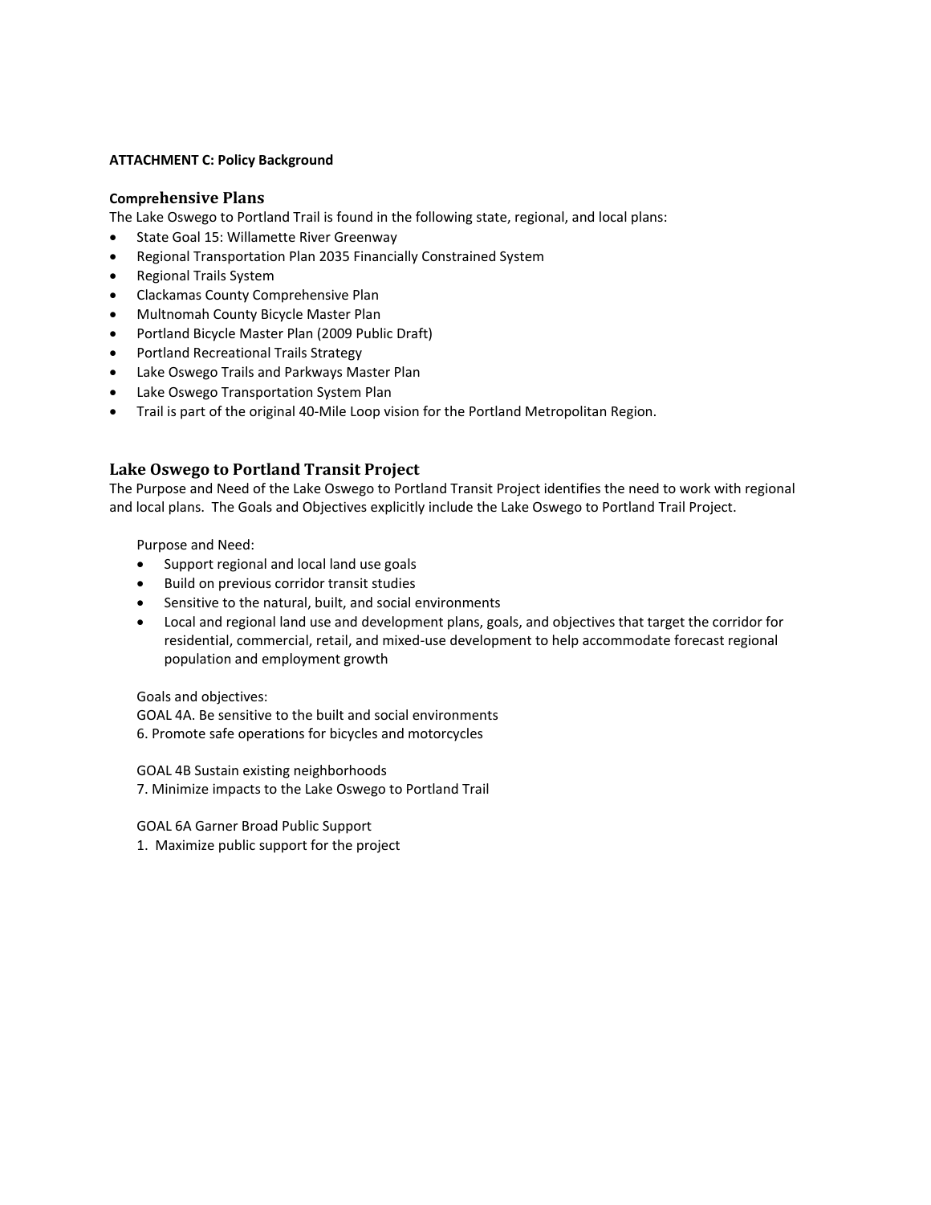**ATTACHMENT C: Policy Background**

## Comprehensive Plans

The Lake Oswego to Portland Trail is found in the following state, regional, and local plans:

- State Goal 15: Willamette River Greenway
- Regional Transportation Plan 2035 Financially Constrained System
- Regional Trails System
- Clackamas County Comprehensive Plan
- Multnomah County Bicycle Master Plan
- Portland Bicycle Master Plan (2009 Public Draft)
- Portland Recreational Trails Strategy
- Lake Oswego Trails and Parkways Master Plan
- Lake Oswego Transportation System Plan
- Trail is part of the original 40-Mile Loop vision for the Portland Metropolitan Region.

## Lake Oswego to Portland Transit Project

The Purpose and Need of the Lake Oswego to Portland Transit Project identifies the need to work with regional and local plans. The Goals and Objectives explicitly include the Lake Oswego to Portland Trail Project.

Purpose and Need:

- Support regional and local land use goals
- Build on previous corridor transit studies
- Sensitive to the natural, built, and social environments
- Local and regional land use and development plans, goals, and objectives that target the corridor for residential, commercial, retail, and mixed-use development to help accommodate forecast regional population and employment growth

Goals and objectives:

GOAL 4A. Be sensitive to the built and social environments
6. Promote safe operations for bicycles and motorcycles

GOAL 4B Sustain existing neighborhoods
7. Minimize impacts to the Lake Oswego to Portland Trail

GOAL 6A Garner Broad Public Support
1. Maximize public support for the project